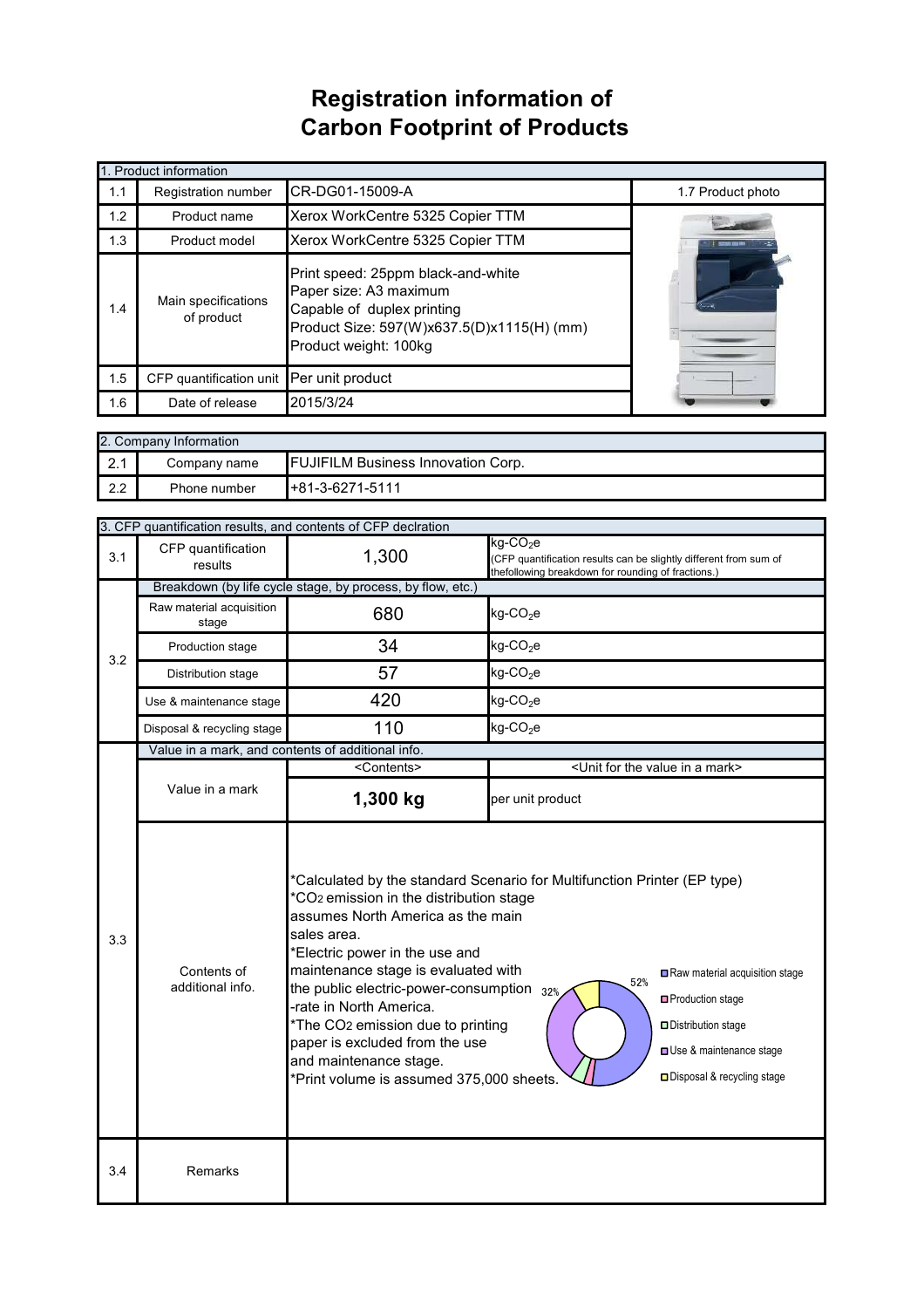# Registration information of Carbon Footprint of Products

| | | | |
|---|---|---|---|
| 1. Product information | | | |
| 1.1 | Registration number | CR-DG01-15009-A | 1.7 Product photo |
| 1.2 | Product name | Xerox WorkCentre 5325 Copier TTM | |
| 1.3 | Product model | Xerox WorkCentre 5325 Copier TTM | |
| 1.4 | Main specifications of product | Print speed: 25ppm black-and-white<br>Paper size: A3 maximum<br>Capable of duplex printing<br>Product Size: 597(W)x637.5(D)x1115(H) (mm)<br>Product weight: 100kg | |
| 1.5 | CFP quantification unit | Per unit product | |
| 1.6 | Date of release | 2015/3/24 | |

| | | |
|---|---|---|
| 2. Company Information | | |
| 2.1 | Company name | FUJIFILM Business Innovation Corp. |
| 2.2 | Phone number | +81-3-6271-5111 |

| | | | |
|---|---|---|---|
| 3. CFP quantification results, and contents of CFP declration | | | |
| 3.1 | CFP quantification results | 1,300 | kg-$CO_2$e<br>(CFP quantification results can be slightly different from sum of thefollowing breakdown for rounding of fractions.) |
| 3.2 | Breakdown (by life cycle stage, by process, by flow, etc.) | | |
| | Raw material acquisition stage | 680 | kg-$CO_2$e |
| | Production stage | 34 | kg-$CO_2$e |
| | Distribution stage | 57 | kg-$CO_2$e |
| | Use & maintenance stage | 420 | kg-$CO_2$e |
| | Disposal & recycling stage | 110 | kg-$CO_2$e |
| 3.3 | Value in a mark, and contents of additional info. | | |
| | | <Contents> | <Unit for the value in a mark> |
| | Value in a mark | **1,300 kg** | per unit product |
| | Contents of additional info. | *Calculated by the standard Scenario for Multifunction Printer (EP type)<br>*$CO_2$ emission in the distribution stage assumes North America as the main sales area.<br>*Electric power in the use and maintenance stage is evaluated with the public electric-power-consumption -rate in North America.<br>*The $CO_2$ emission due to printing paper is excluded from the use and maintenance stage.<br>*Print volume is assumed 375,000 sheets. | |
| 3.4 | Remarks | | |

52%
32%
Raw material acquisition stage
Production stage
Distribution stage
Use & maintenance stage
Disposal & recycling stage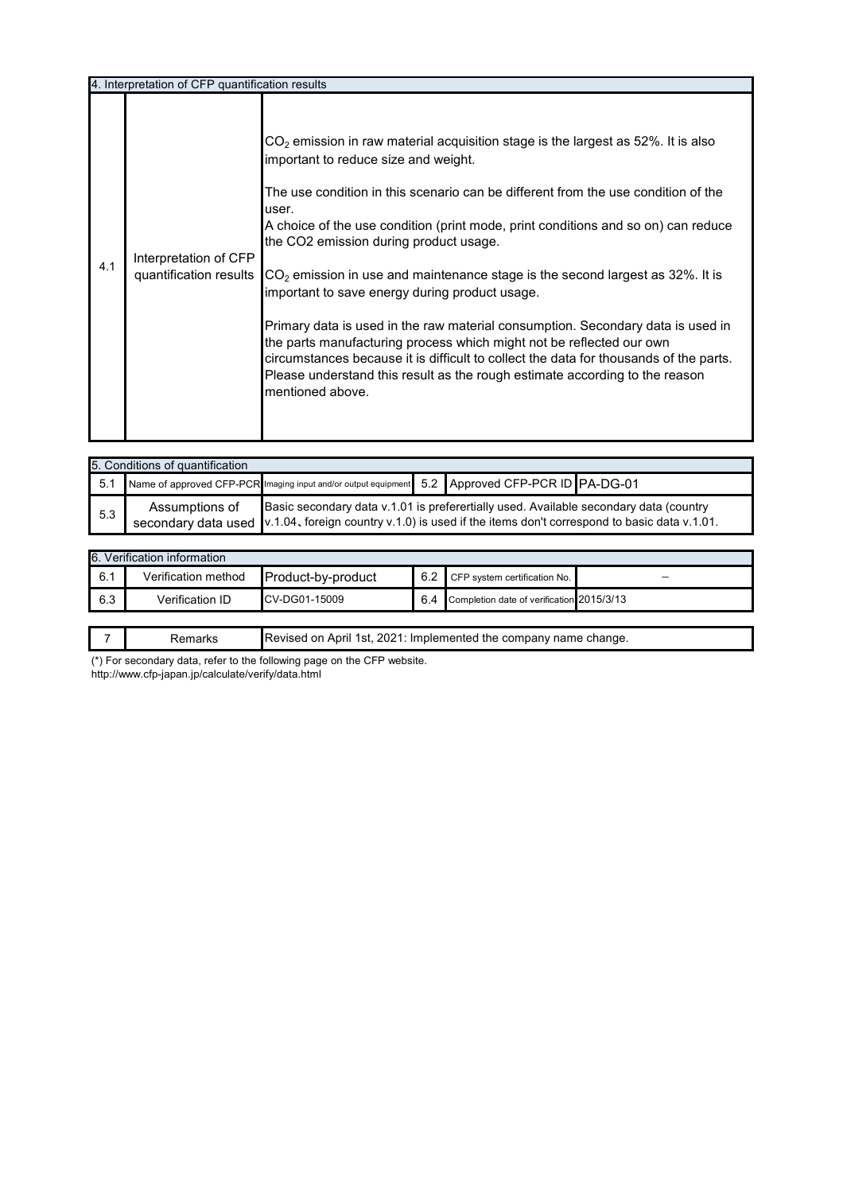| 4. Interpretation of CFP quantification results | | |
|---|---|---|
| 4.1 | Interpretation of CFP quantification results | $CO_2$ emission in raw material acquisition stage is the largest as 52%. It is also important to reduce size and weight.<br><br>The use condition in this scenario can be different from the use condition of the user.<br>A choice of the use condition (print mode, print conditions and so on) can reduce the CO2 emission during product usage.<br><br>$CO_2$ emission in use and maintenance stage is the second largest as 32%. It is important to save energy during product usage.<br><br>Primary data is used in the raw material consumption. Secondary data is used in the parts manufacturing process which might not be reflected our own circumstances because it is difficult to collect the data for thousands of the parts. Please understand this result as the rough estimate according to the reason mentioned above. |

| 5. Conditions of quantification | | | | | |
|---|---|---|---|---|---|
| 5.1 | Name of approved CFP-PCR | Imaging input and/or output equipment | 5.2 | Approved CFP-PCR ID | PA-DG-01 |
| 5.3 | Assumptions of secondary data used | Basic secondary data v.1.01 is preferertially used. Available secondary data (country v.1.04、foreign country v.1.0) is used if the items don't correspond to basic data v.1.01. | | | |

| 6. Verification information | | | | | |
|---|---|---|---|---|---|
| 6.1 | Verification method | Product-by-product | 6.2 | CFP system certification No. | – |
| 6.3 | Verification ID | CV-DG01-15009 | 6.4 | Completion date of verification | 2015/3/13 |

| | | |
|---|---|---|
| 7 | Remarks | Revised on April 1st, 2021: Implemented the company name change. |

(*) For secondary data, refer to the following page on the CFP website.
http://www.cfp-japan.jp/calculate/verify/data.html